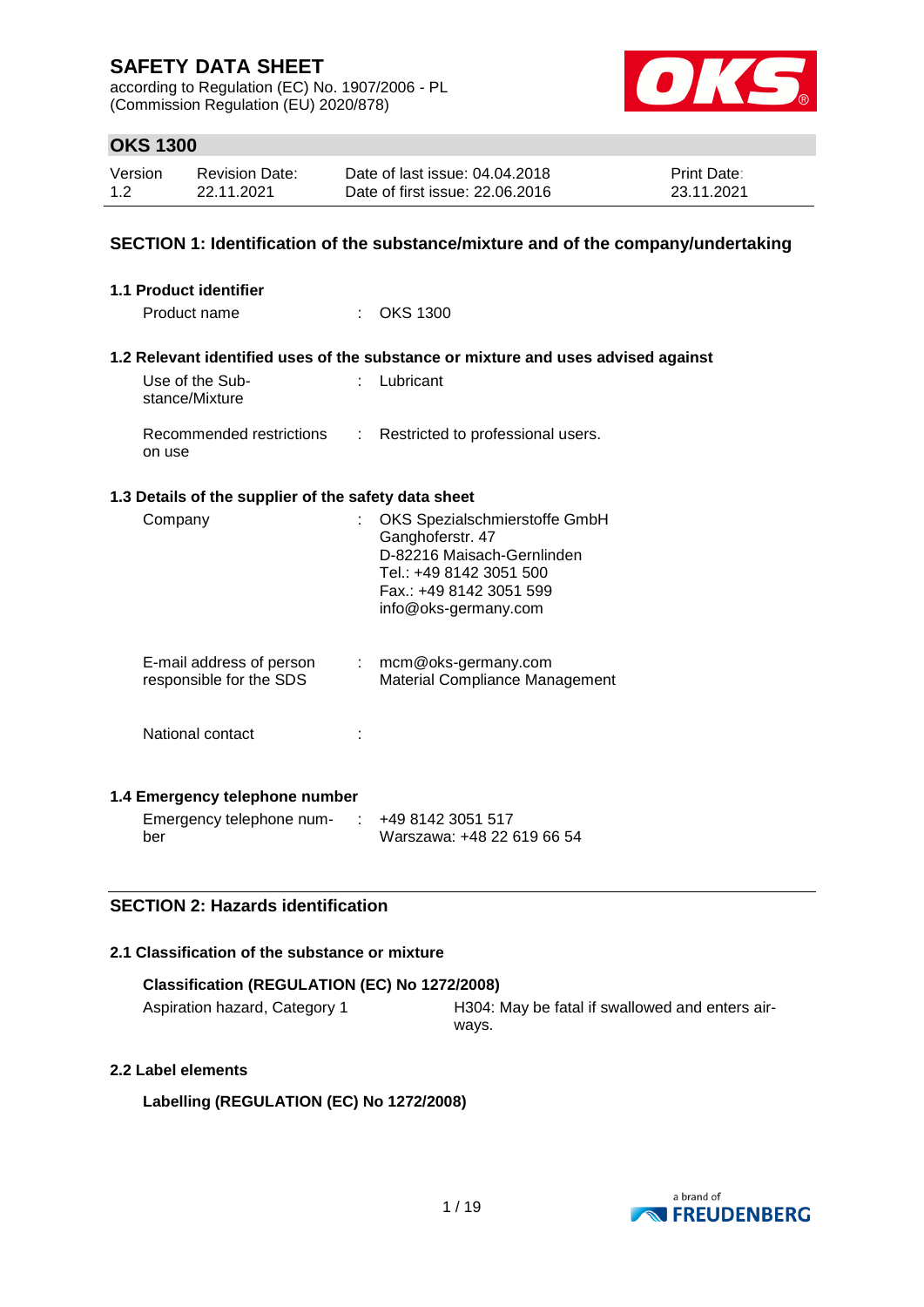# SAFETY DATA SHEET

according to Regulation (EC) No. 1907/2006 - PL
(Commission Regulation (EU) 2020/878)

## OKS 1300

| Version | Revision Date: | Date of last issue: 04.04.2018 | Print Date: |
|---|---|---|---|
| 1.2 | 22.11.2021 | Date of first issue: 22.06.2016 | 23.11.2021 |

## SECTION 1: Identification of the substance/mixture and of the company/undertaking

### 1.1 Product identifier

Product name : OKS 1300

### 1.2 Relevant identified uses of the substance or mixture and uses advised against

Use of the Substance/Mixture : Lubricant

Recommended restrictions on use : Restricted to professional users.

### 1.3 Details of the supplier of the safety data sheet

Company : OKS Spezialschmierstoffe GmbH
Ganghoferstr. 47
D-82216 Maisach-Gernlinden
Tel.: +49 8142 3051 500
Fax.: +49 8142 3051 599
info@oks-germany.com

E-mail address of person responsible for the SDS : mcm@oks-germany.com
Material Compliance Management

National contact :

### 1.4 Emergency telephone number

Emergency telephone number : +49 8142 3051 517
Warszawa: +48 22 619 66 54

## SECTION 2: Hazards identification

### 2.1 Classification of the substance or mixture

**Classification (REGULATION (EC) No 1272/2008)**

Aspiration hazard, Category 1 — H304: May be fatal if swallowed and enters airways.

### 2.2 Label elements

**Labelling (REGULATION (EC) No 1272/2008)**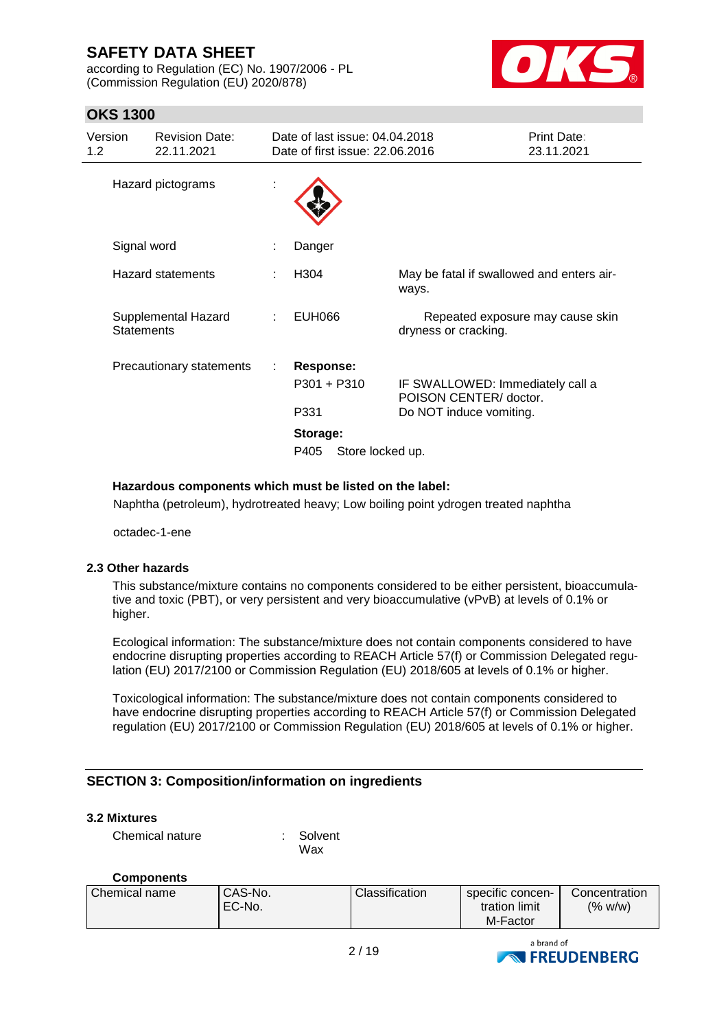| | | | |
|---|---|---|---|
| Hazard pictograms | : | | |
| Signal word | : | Danger | |
| Hazard statements | : | H304 | May be fatal if swallowed and enters air-ways. |
| Supplemental Hazard Statements | : | EUH066 | Repeated exposure may cause skin dryness or cracking. |
| Precautionary statements | : | **Response:** | |
| | | P301 + P310 | IF SWALLOWED: Immediately call a POISON CENTER/ doctor. |
| | | P331 | Do NOT induce vomiting. |
| | | **Storage:** | |
| | | P405 Store locked up. | |

**Hazardous components which must be listed on the label:**

Naphtha (petroleum), hydrotreated heavy; Low boiling point ydrogen treated naphtha

octadec-1-ene

### 2.3 Other hazards

This substance/mixture contains no components considered to be either persistent, bioaccumulative and toxic (PBT), or very persistent and very bioaccumulative (vPvB) at levels of 0.1% or higher.

Ecological information: The substance/mixture does not contain components considered to have endocrine disrupting properties according to REACH Article 57(f) or Commission Delegated regulation (EU) 2017/2100 or Commission Regulation (EU) 2018/605 at levels of 0.1% or higher.

Toxicological information: The substance/mixture does not contain components considered to have endocrine disrupting properties according to REACH Article 57(f) or Commission Delegated regulation (EU) 2017/2100 or Commission Regulation (EU) 2018/605 at levels of 0.1% or higher.

## SECTION 3: Composition/information on ingredients

### 3.2 Mixtures

Chemical nature : Solvent
Wax

**Components**

| Chemical name | CAS-No. EC-No. | Classification | specific concentration limit M-Factor | Concentration (% w/w) |
|---|---|---|---|---|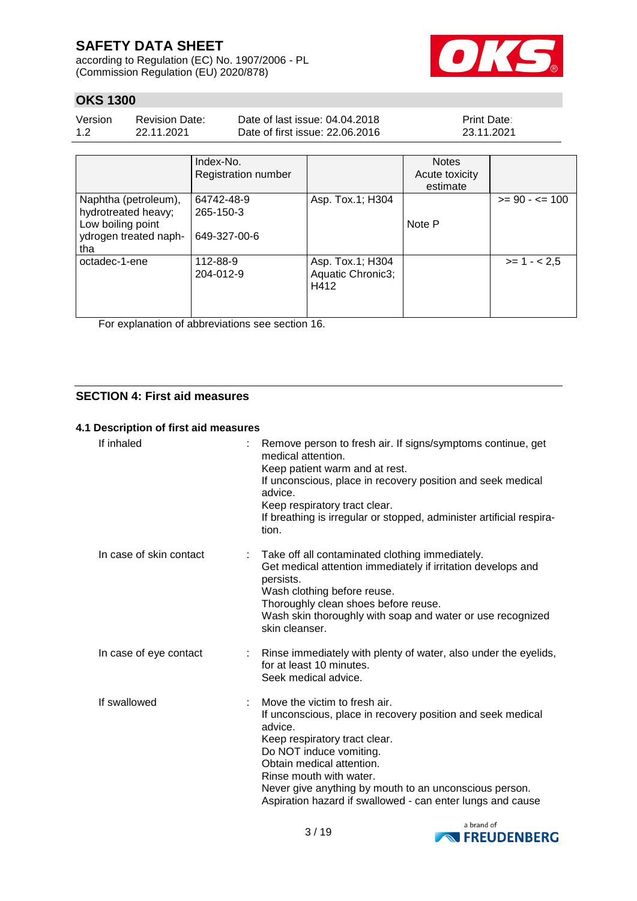| | Index-No.<br>Registration number | | Notes<br>Acute toxicity estimate | |
|---|---|---|---|---|
| Naphtha (petroleum), hydrotreated heavy; Low boiling point ydrogen treated naphtha | 64742-48-9<br>265-150-3<br><br>649-327-00-6 | Asp. Tox.1; H304 | Note P | >= 90 - <= 100 |
| octadec-1-ene | 112-88-9<br>204-012-9 | Asp. Tox.1; H304<br>Aquatic Chronic3; H412 | | >= 1 - < 2,5 |

For explanation of abbreviations see section 16.

## SECTION 4: First aid measures

### 4.1 Description of first aid measures

If inhaled : Remove person to fresh air. If signs/symptoms continue, get medical attention.
Keep patient warm and at rest.
If unconscious, place in recovery position and seek medical advice.
Keep respiratory tract clear.
If breathing is irregular or stopped, administer artificial respiration.

In case of skin contact : Take off all contaminated clothing immediately.
Get medical attention immediately if irritation develops and persists.
Wash clothing before reuse.
Thoroughly clean shoes before reuse.
Wash skin thoroughly with soap and water or use recognized skin cleanser.

In case of eye contact : Rinse immediately with plenty of water, also under the eyelids, for at least 10 minutes.
Seek medical advice.

If swallowed : Move the victim to fresh air.
If unconscious, place in recovery position and seek medical advice.
Keep respiratory tract clear.
Do NOT induce vomiting.
Obtain medical attention.
Rinse mouth with water.
Never give anything by mouth to an unconscious person.
Aspiration hazard if swallowed - can enter lungs and cause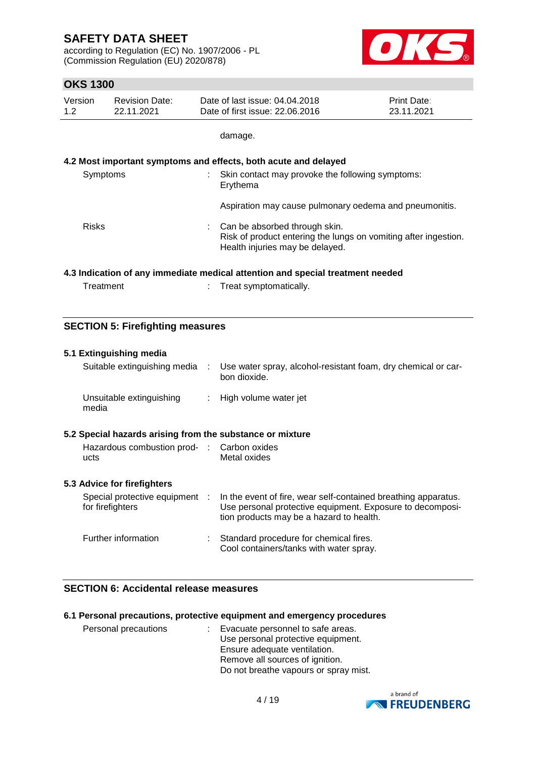damage.

### 4.2 Most important symptoms and effects, both acute and delayed

| | |
|---|---|
| Symptoms | : Skin contact may provoke the following symptoms: Erythema<br><br>Aspiration may cause pulmonary oedema and pneumonitis. |
| Risks | : Can be absorbed through skin.<br>Risk of product entering the lungs on vomiting after ingestion.<br>Health injuries may be delayed. |

### 4.3 Indication of any immediate medical attention and special treatment needed

| | |
|---|---|
| Treatment | : Treat symptomatically. |

## SECTION 5: Firefighting measures

### 5.1 Extinguishing media

| | |
|---|---|
| Suitable extinguishing media | : Use water spray, alcohol-resistant foam, dry chemical or carbon dioxide. |
| Unsuitable extinguishing media | : High volume water jet |

### 5.2 Special hazards arising from the substance or mixture

| | |
|---|---|
| Hazardous combustion products | : Carbon oxides<br>Metal oxides |

### 5.3 Advice for firefighters

| | |
|---|---|
| Special protective equipment for firefighters | : In the event of fire, wear self-contained breathing apparatus.<br>Use personal protective equipment. Exposure to decomposition products may be a hazard to health. |
| Further information | : Standard procedure for chemical fires.<br>Cool containers/tanks with water spray. |

## SECTION 6: Accidental release measures

### 6.1 Personal precautions, protective equipment and emergency procedures

| | |
|---|---|
| Personal precautions | : Evacuate personnel to safe areas.<br>Use personal protective equipment.<br>Ensure adequate ventilation.<br>Remove all sources of ignition.<br>Do not breathe vapours or spray mist. |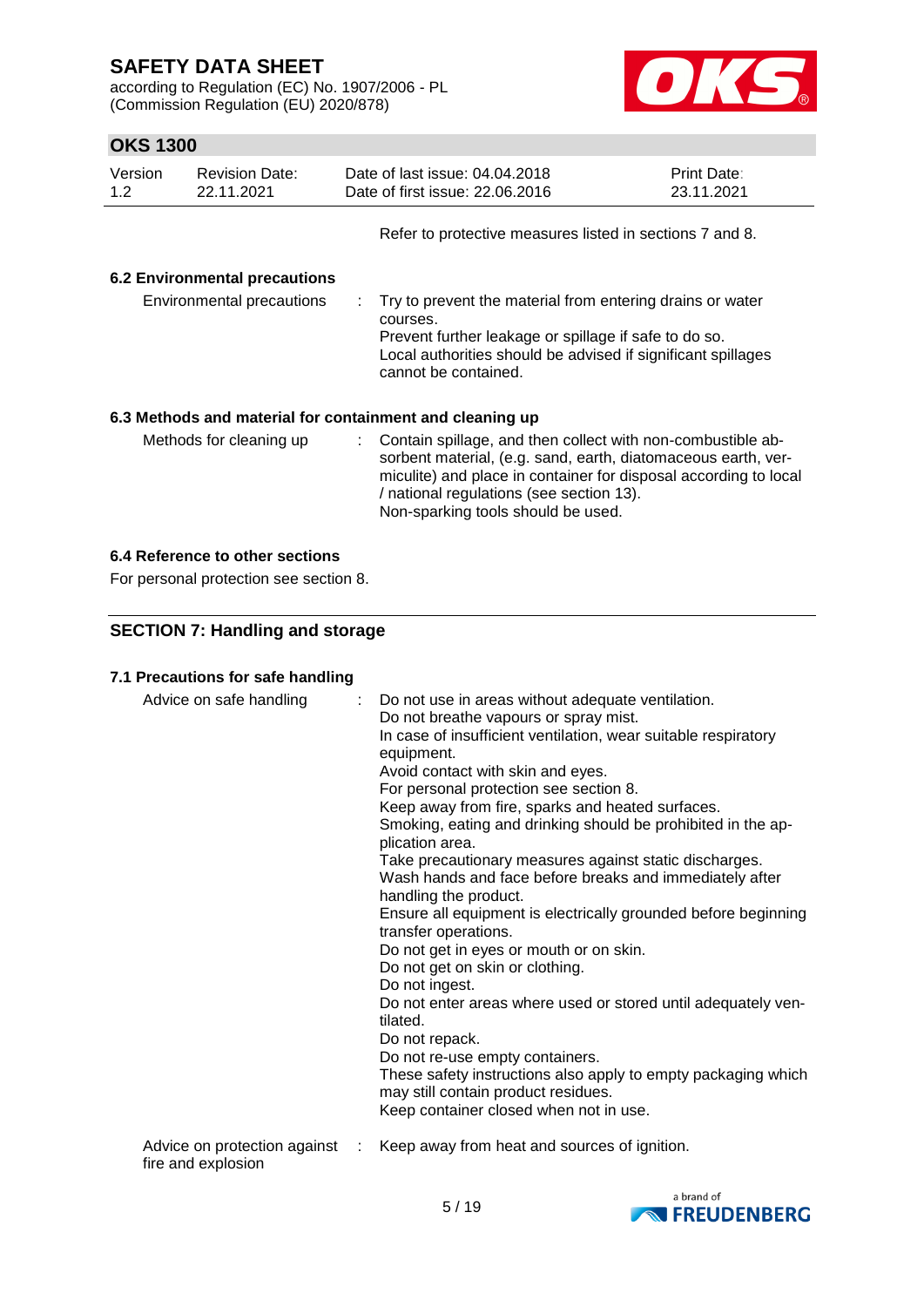Refer to protective measures listed in sections 7 and 8.

### 6.2 Environmental precautions

Environmental precautions : Try to prevent the material from entering drains or water courses.
Prevent further leakage or spillage if safe to do so.
Local authorities should be advised if significant spillages cannot be contained.

### 6.3 Methods and material for containment and cleaning up

Methods for cleaning up : Contain spillage, and then collect with non-combustible absorbent material, (e.g. sand, earth, diatomaceous earth, vermiculite) and place in container for disposal according to local / national regulations (see section 13).
Non-sparking tools should be used.

### 6.4 Reference to other sections

For personal protection see section 8.

## SECTION 7: Handling and storage

### 7.1 Precautions for safe handling

Advice on safe handling : Do not use in areas without adequate ventilation.
Do not breathe vapours or spray mist.
In case of insufficient ventilation, wear suitable respiratory equipment.
Avoid contact with skin and eyes.
For personal protection see section 8.
Keep away from fire, sparks and heated surfaces.
Smoking, eating and drinking should be prohibited in the application area.
Take precautionary measures against static discharges.
Wash hands and face before breaks and immediately after handling the product.
Ensure all equipment is electrically grounded before beginning transfer operations.
Do not get in eyes or mouth or on skin.
Do not get on skin or clothing.
Do not ingest.
Do not enter areas where used or stored until adequately ventilated.
Do not repack.
Do not re-use empty containers.
These safety instructions also apply to empty packaging which may still contain product residues.
Keep container closed when not in use.

Advice on protection against fire and explosion : Keep away from heat and sources of ignition.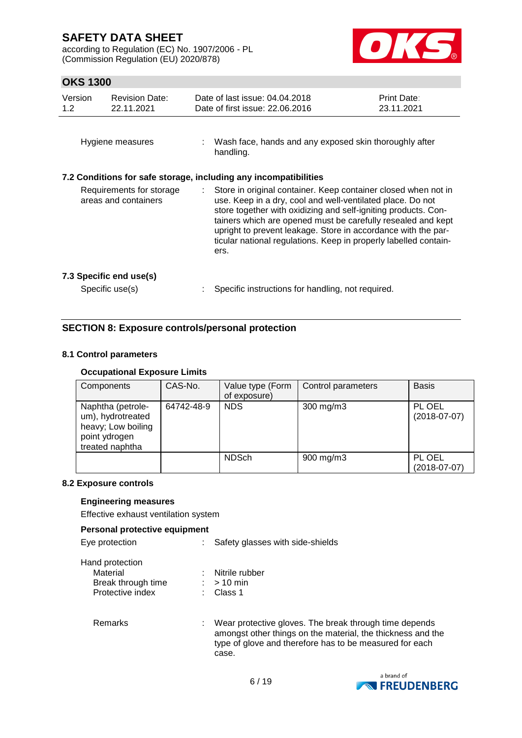Hygiene measures : Wash face, hands and any exposed skin thoroughly after handling.

### 7.2 Conditions for safe storage, including any incompatibilities

Requirements for storage areas and containers : Store in original container. Keep container closed when not in use. Keep in a dry, cool and well-ventilated place. Do not store together with oxidizing and self-igniting products. Containers which are opened must be carefully resealed and kept upright to prevent leakage. Store in accordance with the particular national regulations. Keep in properly labelled containers.

### 7.3 Specific end use(s)

Specific use(s) : Specific instructions for handling, not required.

## SECTION 8: Exposure controls/personal protection

### 8.1 Control parameters

**Occupational Exposure Limits**

| Components | CAS-No. | Value type (Form of exposure) | Control parameters | Basis |
|---|---|---|---|---|
| Naphtha (petroleum), hydrotreated heavy; Low boiling point ydrogen treated naphtha | 64742-48-9 | NDS | 300 mg/m3 | PL OEL (2018-07-07) |
| | | NDSch | 900 mg/m3 | PL OEL (2018-07-07) |

### 8.2 Exposure controls

**Engineering measures**

Effective exhaust ventilation system

**Personal protective equipment**

Eye protection : Safety glasses with side-shields

Hand protection

- Material : Nitrile rubber
- Break through time : > 10 min
- Protective index : Class 1

Remarks : Wear protective gloves. The break through time depends amongst other things on the material, the thickness and the type of glove and therefore has to be measured for each case.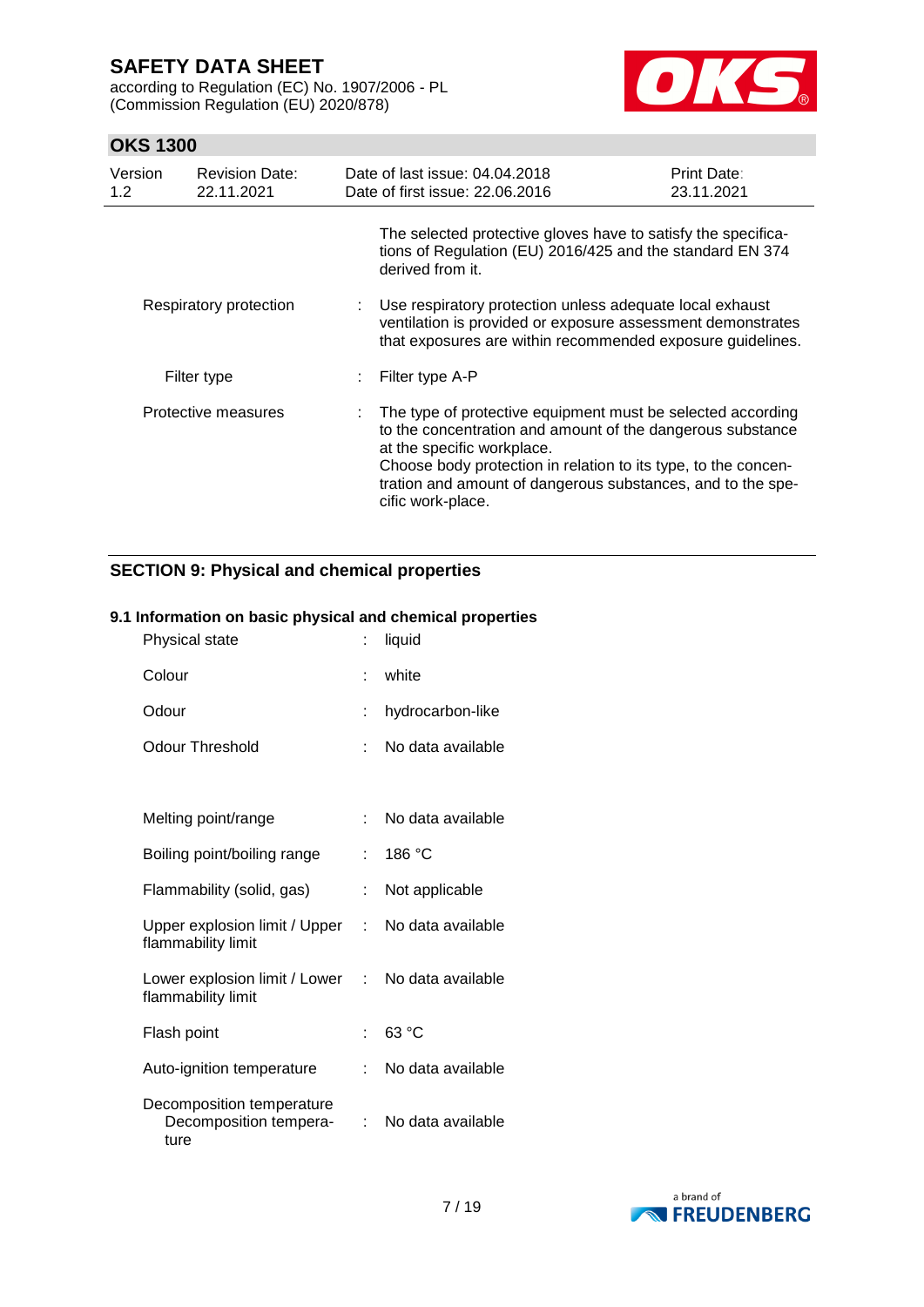The selected protective gloves have to satisfy the specifications of Regulation (EU) 2016/425 and the standard EN 374 derived from it.

| | | |
|---|---|---|
| Respiratory protection | : | Use respiratory protection unless adequate local exhaust ventilation is provided or exposure assessment demonstrates that exposures are within recommended exposure guidelines. |
| Filter type | : | Filter type A-P |
| Protective measures | : | The type of protective equipment must be selected according to the concentration and amount of the dangerous substance at the specific workplace.<br>Choose body protection in relation to its type, to the concentration and amount of dangerous substances, and to the specific work-place. |

## SECTION 9: Physical and chemical properties

### 9.1 Information on basic physical and chemical properties

| | | |
|---|---|---|
| Physical state | : | liquid |
| Colour | : | white |
| Odour | : | hydrocarbon-like |
| Odour Threshold | : | No data available |
| Melting point/range | : | No data available |
| Boiling point/boiling range | : | 186 °C |
| Flammability (solid, gas) | : | Not applicable |
| Upper explosion limit / Upper flammability limit | : | No data available |
| Lower explosion limit / Lower flammability limit | : | No data available |
| Flash point | : | 63 °C |
| Auto-ignition temperature | : | No data available |
| Decomposition temperature<br>Decomposition temperature | : | No data available |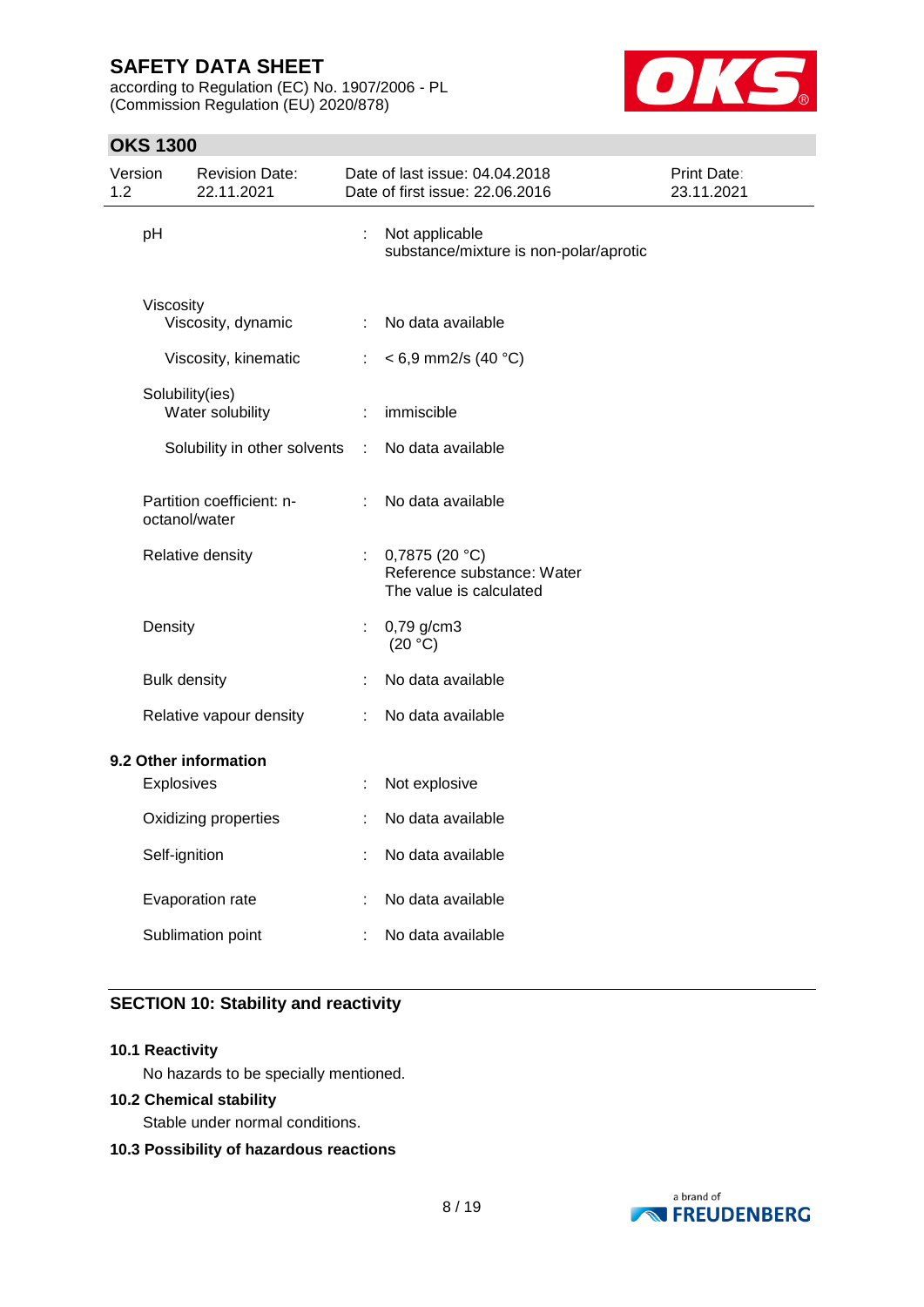| | | |
|---|---|---|
| pH | : | Not applicable<br>substance/mixture is non-polar/aprotic |
| Viscosity | | |
| Viscosity, dynamic | : | No data available |
| Viscosity, kinematic | : | < 6,9 mm2/s (40 °C) |
| Solubility(ies) | | |
| Water solubility | : | immiscible |
| Solubility in other solvents | : | No data available |
| Partition coefficient: n-octanol/water | : | No data available |
| Relative density | : | 0,7875 (20 °C)<br>Reference substance: Water<br>The value is calculated |
| Density | : | 0,79 g/cm3<br>(20 °C) |
| Bulk density | : | No data available |
| Relative vapour density | : | No data available |

**9.2 Other information**

| | | |
|---|---|---|
| Explosives | : | Not explosive |
| Oxidizing properties | : | No data available |
| Self-ignition | : | No data available |
| Evaporation rate | : | No data available |
| Sublimation point | : | No data available |

## SECTION 10: Stability and reactivity

**10.1 Reactivity**

No hazards to be specially mentioned.

**10.2 Chemical stability**

Stable under normal conditions.

**10.3 Possibility of hazardous reactions**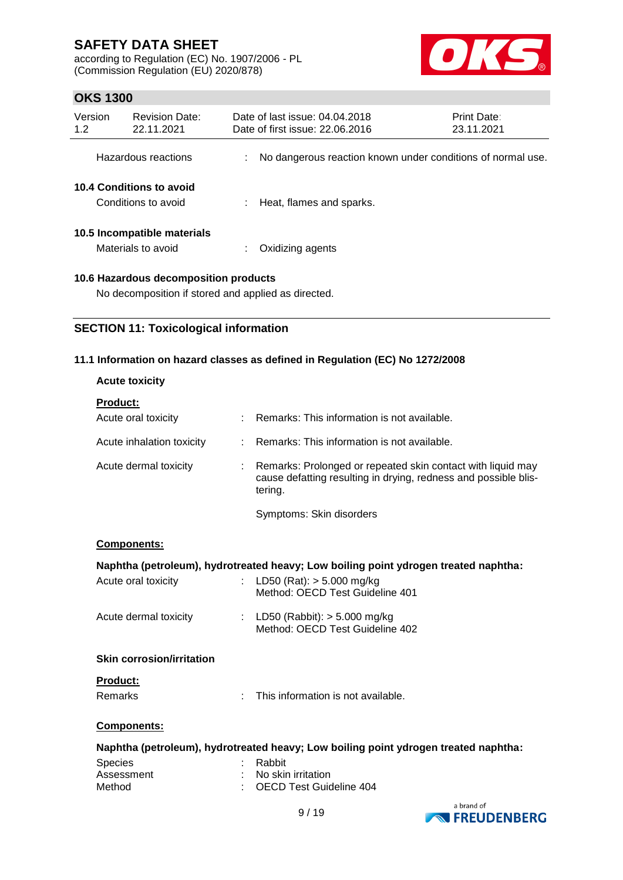Hazardous reactions : No dangerous reaction known under conditions of normal use.

**10.4 Conditions to avoid**

Conditions to avoid : Heat, flames and sparks.

**10.5 Incompatible materials**

Materials to avoid : Oxidizing agents

**10.6 Hazardous decomposition products**

No decomposition if stored and applied as directed.

## SECTION 11: Toxicological information

### 11.1 Information on hazard classes as defined in Regulation (EC) No 1272/2008

**Acute toxicity**

**Product:**

Acute oral toxicity : Remarks: This information is not available.

Acute inhalation toxicity : Remarks: This information is not available.

Acute dermal toxicity : Remarks: Prolonged or repeated skin contact with liquid may cause defatting resulting in drying, redness and possible blistering.

Symptoms: Skin disorders

**Components:**

**Naphtha (petroleum), hydrotreated heavy; Low boiling point ydrogen treated naphtha:**

Acute oral toxicity : LD50 (Rat): > 5.000 mg/kg
Method: OECD Test Guideline 401

Acute dermal toxicity : LD50 (Rabbit): > 5.000 mg/kg
Method: OECD Test Guideline 402

**Skin corrosion/irritation**

**Product:**

Remarks : This information is not available.

**Components:**

**Naphtha (petroleum), hydrotreated heavy; Low boiling point ydrogen treated naphtha:**

Species : Rabbit
Assessment : No skin irritation
Method : OECD Test Guideline 404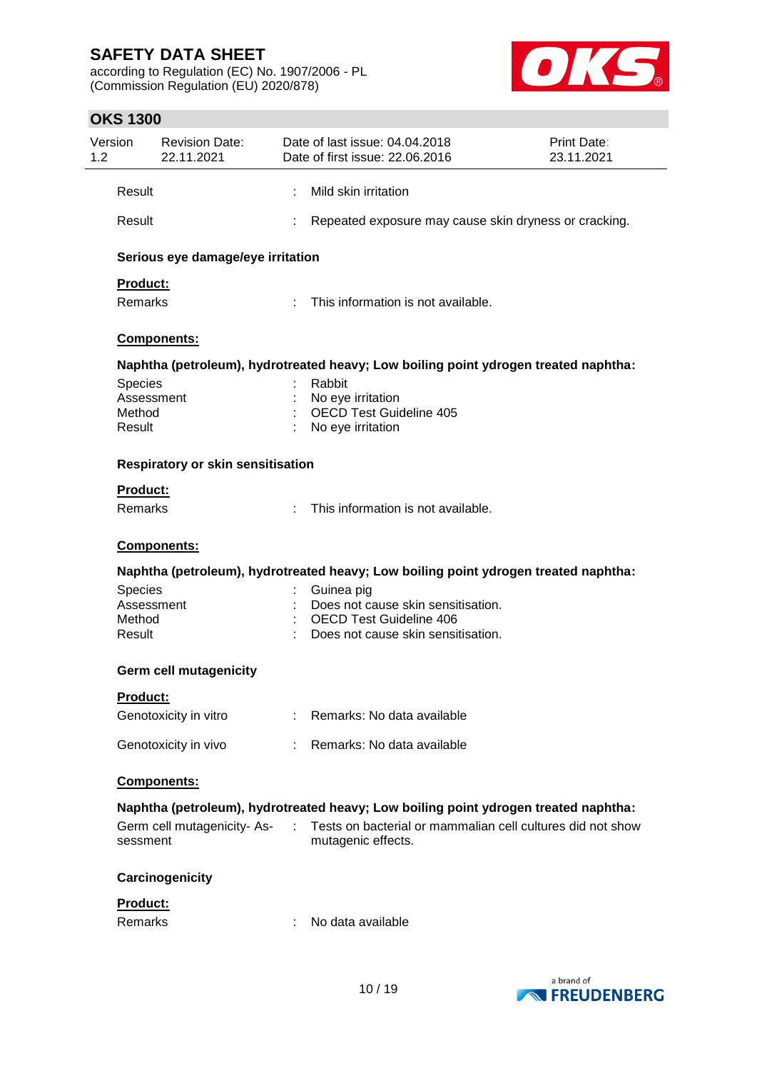Result : Mild skin irritation

Result : Repeated exposure may cause skin dryness or cracking.

**Serious eye damage/eye irritation**

**Product:**

Remarks : This information is not available.

**Components:**

**Naphtha (petroleum), hydrotreated heavy; Low boiling point ydrogen treated naphtha:**

Species : Rabbit
Assessment : No eye irritation
Method : OECD Test Guideline 405
Result : No eye irritation

**Respiratory or skin sensitisation**

**Product:**

Remarks : This information is not available.

**Components:**

**Naphtha (petroleum), hydrotreated heavy; Low boiling point ydrogen treated naphtha:**

Species : Guinea pig
Assessment : Does not cause skin sensitisation.
Method : OECD Test Guideline 406
Result : Does not cause skin sensitisation.

**Germ cell mutagenicity**

**Product:**

Genotoxicity in vitro : Remarks: No data available

Genotoxicity in vivo : Remarks: No data available

**Components:**

**Naphtha (petroleum), hydrotreated heavy; Low boiling point ydrogen treated naphtha:**

Germ cell mutagenicity- Assessment : Tests on bacterial or mammalian cell cultures did not show mutagenic effects.

**Carcinogenicity**

**Product:**

Remarks : No data available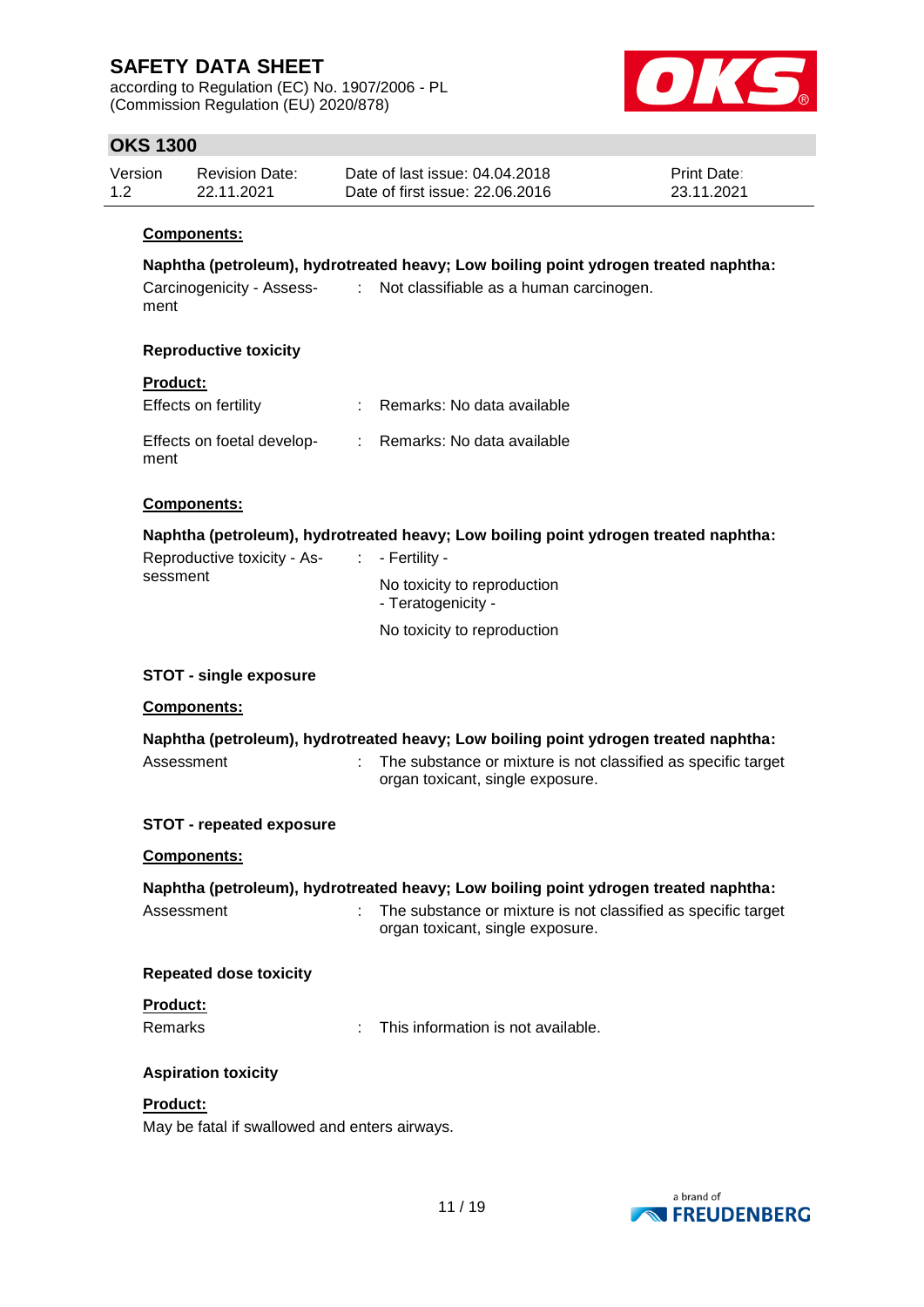**Components:**

**Naphtha (petroleum), hydrotreated heavy; Low boiling point ydrogen treated naphtha:**

Carcinogenicity - Assessment : Not classifiable as a human carcinogen.

**Reproductive toxicity**

**Product:**

Effects on fertility : Remarks: No data available

Effects on foetal development : Remarks: No data available

**Components:**

**Naphtha (petroleum), hydrotreated heavy; Low boiling point ydrogen treated naphtha:**

Reproductive toxicity - Assessment : - Fertility -

No toxicity to reproduction
- Teratogenicity -

No toxicity to reproduction

**STOT - single exposure**

**Components:**

**Naphtha (petroleum), hydrotreated heavy; Low boiling point ydrogen treated naphtha:**

Assessment : The substance or mixture is not classified as specific target organ toxicant, single exposure.

**STOT - repeated exposure**

**Components:**

**Naphtha (petroleum), hydrotreated heavy; Low boiling point ydrogen treated naphtha:**

Assessment : The substance or mixture is not classified as specific target organ toxicant, single exposure.

**Repeated dose toxicity**

**Product:**

Remarks : This information is not available.

**Aspiration toxicity**

**Product:**

May be fatal if swallowed and enters airways.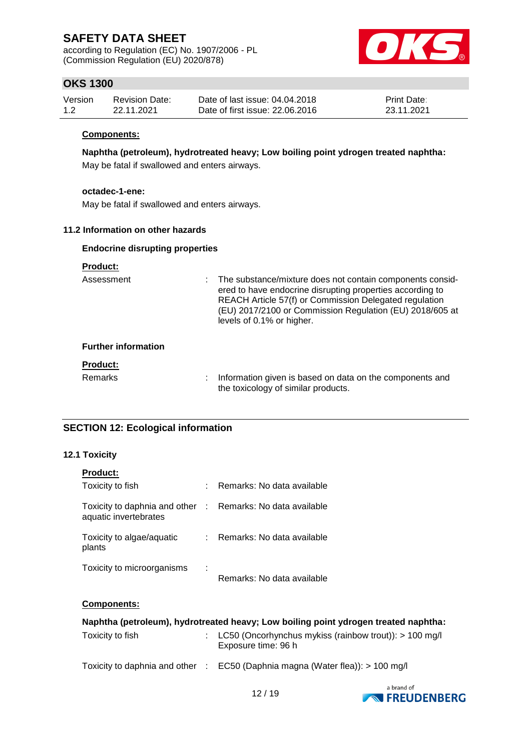**Components:**

**Naphtha (petroleum), hydrotreated heavy; Low boiling point ydrogen treated naphtha:**
May be fatal if swallowed and enters airways.

**octadec-1-ene:**
May be fatal if swallowed and enters airways.

### 11.2 Information on other hazards

**Endocrine disrupting properties**

**Product:**

| | | |
|---|---|---|
| Assessment | : | The substance/mixture does not contain components considered to have endocrine disrupting properties according to REACH Article 57(f) or Commission Delegated regulation (EU) 2017/2100 or Commission Regulation (EU) 2018/605 at levels of 0.1% or higher. |

**Further information**

**Product:**

| | | |
|---|---|---|
| Remarks | : | Information given is based on data on the components and the toxicology of similar products. |

## SECTION 12: Ecological information

### 12.1 Toxicity

**Product:**

| | | |
|---|---|---|
| Toxicity to fish | : | Remarks: No data available |
| Toxicity to daphnia and other aquatic invertebrates | : | Remarks: No data available |
| Toxicity to algae/aquatic plants | : | Remarks: No data available |
| Toxicity to microorganisms | : | Remarks: No data available |

**Components:**

**Naphtha (petroleum), hydrotreated heavy; Low boiling point ydrogen treated naphtha:**

| | | |
|---|---|---|
| Toxicity to fish | : | LC50 (Oncorhynchus mykiss (rainbow trout)): > 100 mg/l<br>Exposure time: 96 h |
| Toxicity to daphnia and other | : | EC50 (Daphnia magna (Water flea)): > 100 mg/l |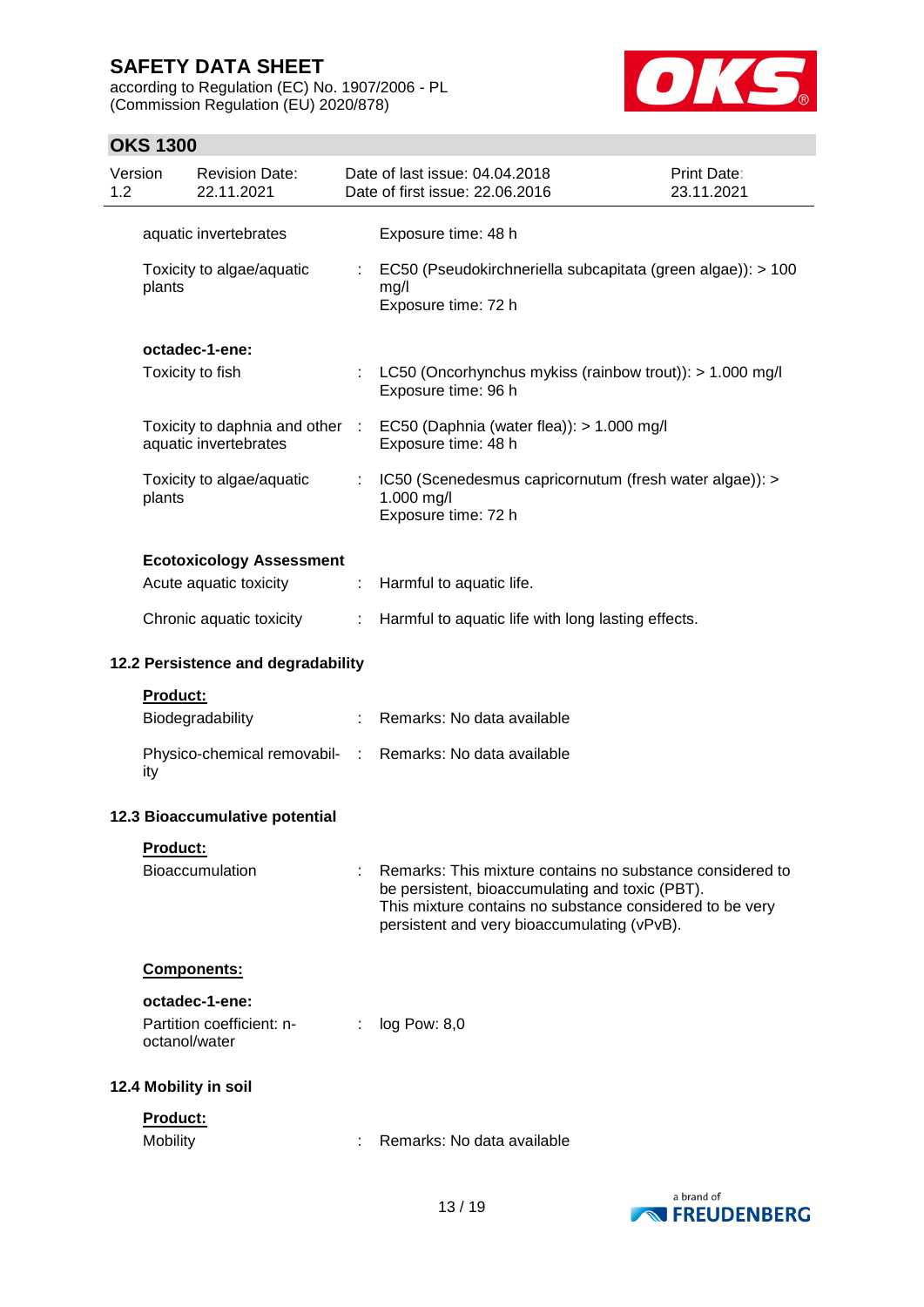aquatic invertebrates : Exposure time: 48 h

Toxicity to algae/aquatic plants : EC50 (Pseudokirchneriella subcapitata (green algae)): > 100 mg/l
Exposure time: 72 h

**octadec-1-ene:**

Toxicity to fish : LC50 (Oncorhynchus mykiss (rainbow trout)): > 1.000 mg/l
Exposure time: 96 h

Toxicity to daphnia and other aquatic invertebrates : EC50 (Daphnia (water flea)): > 1.000 mg/l
Exposure time: 48 h

Toxicity to algae/aquatic plants : IC50 (Scenedesmus capricornutum (fresh water algae)): > 1.000 mg/l
Exposure time: 72 h

**Ecotoxicology Assessment**

Acute aquatic toxicity : Harmful to aquatic life.

Chronic aquatic toxicity : Harmful to aquatic life with long lasting effects.

### 12.2 Persistence and degradability

**Product:**

Biodegradability : Remarks: No data available

Physico-chemical removability : Remarks: No data available

### 12.3 Bioaccumulative potential

**Product:**

Bioaccumulation : Remarks: This mixture contains no substance considered to be persistent, bioaccumulating and toxic (PBT).
This mixture contains no substance considered to be very persistent and very bioaccumulating (vPvB).

**Components:**

**octadec-1-ene:**

Partition coefficient: n-octanol/water : log Pow: 8,0

### 12.4 Mobility in soil

**Product:**

Mobility : Remarks: No data available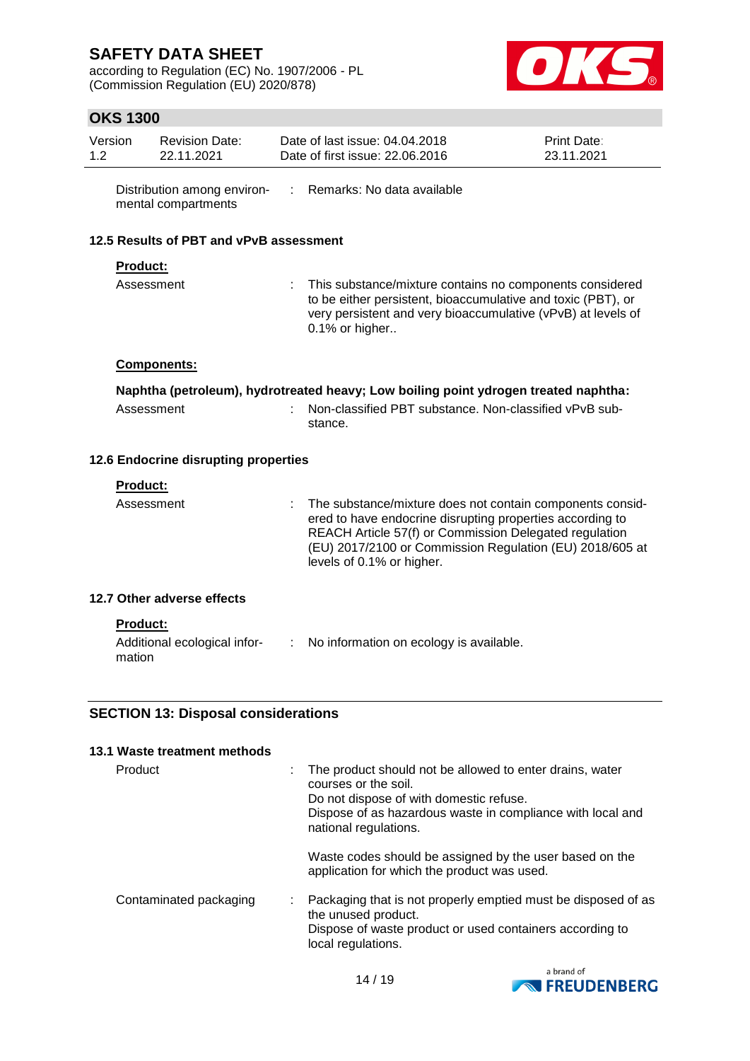| | | |
|---|---|---|
| Distribution among environmental compartments | : | Remarks: No data available |

### 12.5 Results of PBT and vPvB assessment

**Product:**

| | | |
|---|---|---|
| Assessment | : | This substance/mixture contains no components considered to be either persistent, bioaccumulative and toxic (PBT), or very persistent and very bioaccumulative (vPvB) at levels of 0.1% or higher.. |

**Components:**

**Naphtha (petroleum), hydrotreated heavy; Low boiling point ydrogen treated naphtha:**

| | | |
|---|---|---|
| Assessment | : | Non-classified PBT substance. Non-classified vPvB substance. |

### 12.6 Endocrine disrupting properties

**Product:**

| | | |
|---|---|---|
| Assessment | : | The substance/mixture does not contain components considered to have endocrine disrupting properties according to REACH Article 57(f) or Commission Delegated regulation (EU) 2017/2100 or Commission Regulation (EU) 2018/605 at levels of 0.1% or higher. |

### 12.7 Other adverse effects

**Product:**

| | | |
|---|---|---|
| Additional ecological information | : | No information on ecology is available. |

## SECTION 13: Disposal considerations

### 13.1 Waste treatment methods

| | | |
|---|---|---|
| Product | : | The product should not be allowed to enter drains, water courses or the soil.<br>Do not dispose of with domestic refuse.<br>Dispose of as hazardous waste in compliance with local and national regulations.<br><br>Waste codes should be assigned by the user based on the application for which the product was used. |
| Contaminated packaging | : | Packaging that is not properly emptied must be disposed of as the unused product.<br>Dispose of waste product or used containers according to local regulations. |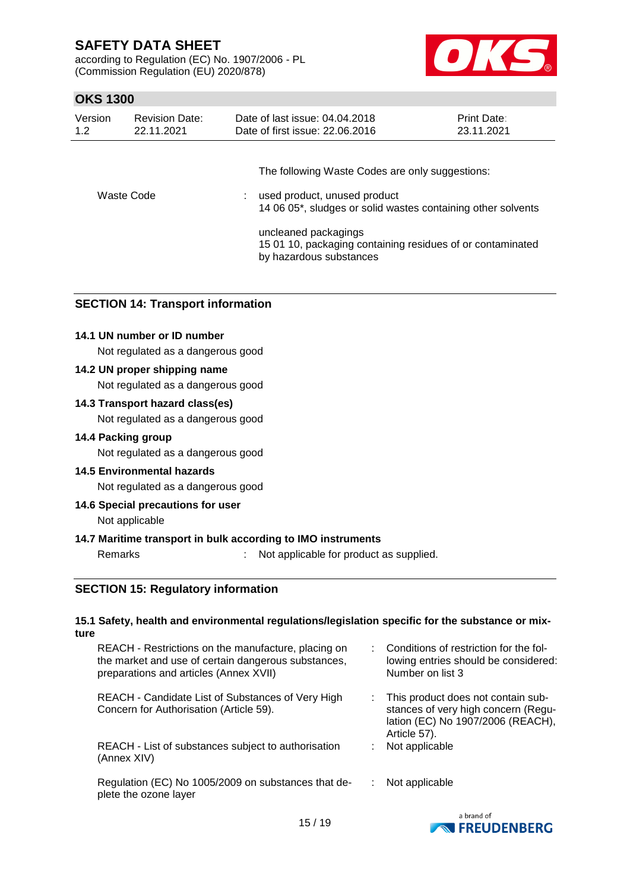The following Waste Codes are only suggestions:

| | | |
|---|---|---|
| Waste Code | : | used product, unused product<br>14 06 05*, sludges or solid wastes containing other solvents<br><br>uncleaned packagings<br>15 01 10, packaging containing residues of or contaminated by hazardous substances |

## SECTION 14: Transport information

**14.1 UN number or ID number**

Not regulated as a dangerous good

**14.2 UN proper shipping name**

Not regulated as a dangerous good

**14.3 Transport hazard class(es)**

Not regulated as a dangerous good

**14.4 Packing group**

Not regulated as a dangerous good

**14.5 Environmental hazards**

Not regulated as a dangerous good

**14.6 Special precautions for user**

Not applicable

**14.7 Maritime transport in bulk according to IMO instruments**

| | | |
|---|---|---|
| Remarks | : | Not applicable for product as supplied. |

## SECTION 15: Regulatory information

**15.1 Safety, health and environmental regulations/legislation specific for the substance or mixture**

| | | |
|---|---|---|
| REACH - Restrictions on the manufacture, placing on the market and use of certain dangerous substances, preparations and articles (Annex XVII) | : | Conditions of restriction for the following entries should be considered: Number on list 3 |
| REACH - Candidate List of Substances of Very High Concern for Authorisation (Article 59). | : | This product does not contain substances of very high concern (Regulation (EC) No 1907/2006 (REACH), Article 57). |
| REACH - List of substances subject to authorisation (Annex XIV) | : | Not applicable |
| Regulation (EC) No 1005/2009 on substances that deplete the ozone layer | : | Not applicable |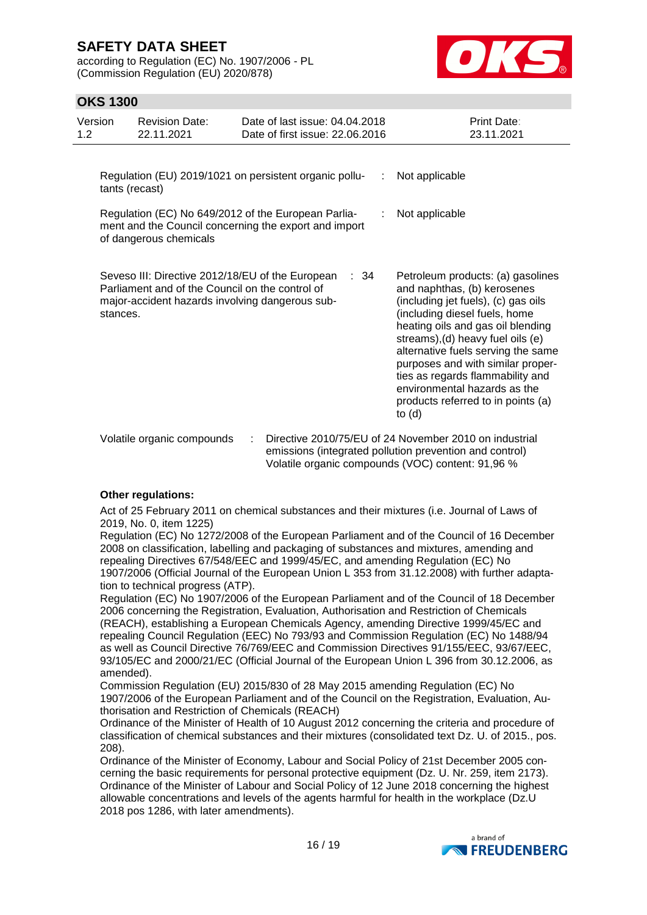Regulation (EU) 2019/1021 on persistent organic pollutants (recast) : Not applicable

Regulation (EC) No 649/2012 of the European Parliament and the Council concerning the export and import of dangerous chemicals : Not applicable

Seveso III: Directive 2012/18/EU of the European Parliament and of the Council on the control of major-accident hazards involving dangerous substances. : 34 Petroleum products: (a) gasolines and naphthas, (b) kerosenes (including jet fuels), (c) gas oils (including diesel fuels, home heating oils and gas oil blending streams),(d) heavy fuel oils (e) alternative fuels serving the same purposes and with similar properties as regards flammability and environmental hazards as the products referred to in points (a) to (d)

Volatile organic compounds : Directive 2010/75/EU of 24 November 2010 on industrial emissions (integrated pollution prevention and control)
Volatile organic compounds (VOC) content: 91,96 %

**Other regulations:**

Act of 25 February 2011 on chemical substances and their mixtures (i.e. Journal of Laws of 2019, No. 0, item 1225)
Regulation (EC) No 1272/2008 of the European Parliament and of the Council of 16 December 2008 on classification, labelling and packaging of substances and mixtures, amending and repealing Directives 67/548/EEC and 1999/45/EC, and amending Regulation (EC) No 1907/2006 (Official Journal of the European Union L 353 from 31.12.2008) with further adaptation to technical progress (ATP).
Regulation (EC) No 1907/2006 of the European Parliament and of the Council of 18 December 2006 concerning the Registration, Evaluation, Authorisation and Restriction of Chemicals (REACH), establishing a European Chemicals Agency, amending Directive 1999/45/EC and repealing Council Regulation (EEC) No 793/93 and Commission Regulation (EC) No 1488/94 as well as Council Directive 76/769/EEC and Commission Directives 91/155/EEC, 93/67/EEC, 93/105/EC and 2000/21/EC (Official Journal of the European Union L 396 from 30.12.2006, as amended).
Commission Regulation (EU) 2015/830 of 28 May 2015 amending Regulation (EC) No 1907/2006 of the European Parliament and of the Council on the Registration, Evaluation, Authorisation and Restriction of Chemicals (REACH)
Ordinance of the Minister of Health of 10 August 2012 concerning the criteria and procedure of classification of chemical substances and their mixtures (consolidated text Dz. U. of 2015., pos. 208).
Ordinance of the Minister of Economy, Labour and Social Policy of 21st December 2005 concerning the basic requirements for personal protective equipment (Dz. U. Nr. 259, item 2173).
Ordinance of the Minister of Labour and Social Policy of 12 June 2018 concerning the highest allowable concentrations and levels of the agents harmful for health in the workplace (Dz.U 2018 pos 1286, with later amendments).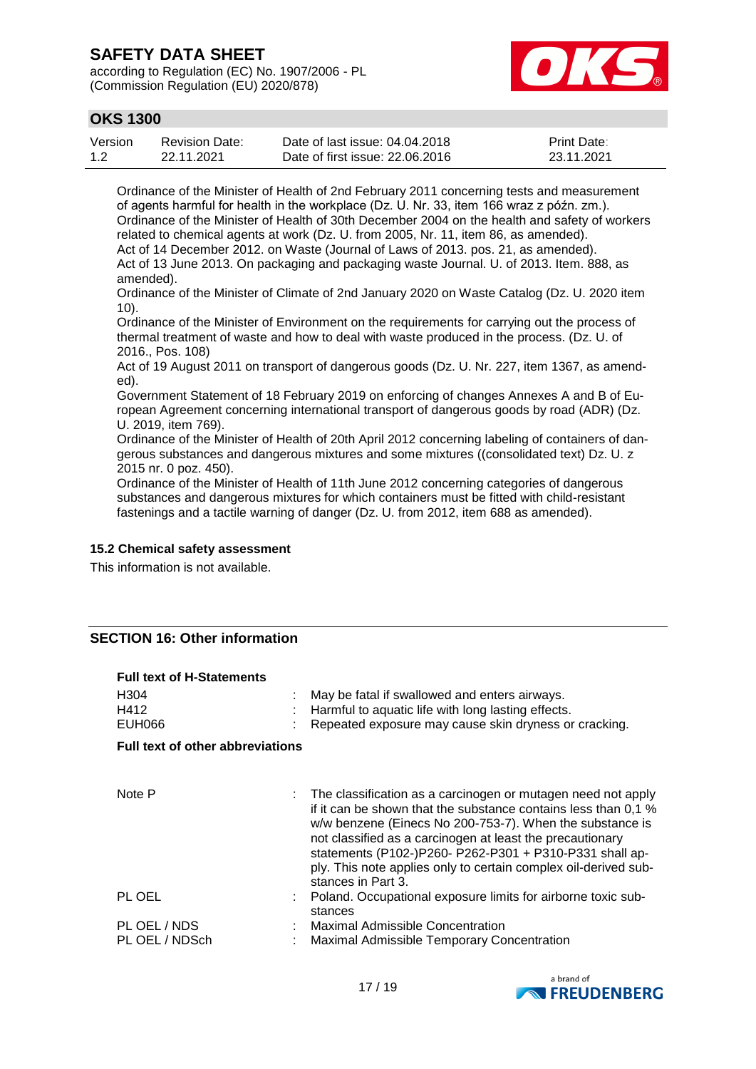Ordinance of the Minister of Health of 2nd February 2011 concerning tests and measurement of agents harmful for health in the workplace (Dz. U. Nr. 33, item 166 wraz z późn. zm.).
Ordinance of the Minister of Health of 30th December 2004 on the health and safety of workers related to chemical agents at work (Dz. U. from 2005, Nr. 11, item 86, as amended).
Act of 14 December 2012. on Waste (Journal of Laws of 2013. pos. 21, as amended).
Act of 13 June 2013. On packaging and packaging waste Journal. U. of 2013. Item. 888, as amended).
Ordinance of the Minister of Climate of 2nd January 2020 on Waste Catalog (Dz. U. 2020 item 10).
Ordinance of the Minister of Environment on the requirements for carrying out the process of thermal treatment of waste and how to deal with waste produced in the process. (Dz. U. of 2016., Pos. 108)
Act of 19 August 2011 on transport of dangerous goods (Dz. U. Nr. 227, item 1367, as amended).
Government Statement of 18 February 2019 on enforcing of changes Annexes A and B of European Agreement concerning international transport of dangerous goods by road (ADR) (Dz. U. 2019, item 769).
Ordinance of the Minister of Health of 20th April 2012 concerning labeling of containers of dangerous substances and dangerous mixtures and some mixtures ((consolidated text) Dz. U. z 2015 nr. 0 poz. 450).
Ordinance of the Minister of Health of 11th June 2012 concerning categories of dangerous substances and dangerous mixtures for which containers must be fitted with child-resistant fastenings and a tactile warning of danger (Dz. U. from 2012, item 688 as amended).

### 15.2 Chemical safety assessment

This information is not available.

## SECTION 16: Other information

**Full text of H-Statements**

| | | |
|---|---|---|
| H304 | : | May be fatal if swallowed and enters airways. |
| H412 | : | Harmful to aquatic life with long lasting effects. |
| EUH066 | : | Repeated exposure may cause skin dryness or cracking. |

**Full text of other abbreviations**

| | | |
|---|---|---|
| Note P | : | The classification as a carcinogen or mutagen need not apply if it can be shown that the substance contains less than 0,1 % w/w benzene (Einecs No 200-753-7). When the substance is not classified as a carcinogen at least the precautionary statements (P102-)P260- P262-P301 + P310-P331 shall apply. This note applies only to certain complex oil-derived substances in Part 3. |
| PL OEL | : | Poland. Occupational exposure limits for airborne toxic substances |
| PL OEL / NDS | : | Maximal Admissible Concentration |
| PL OEL / NDSch | : | Maximal Admissible Temporary Concentration |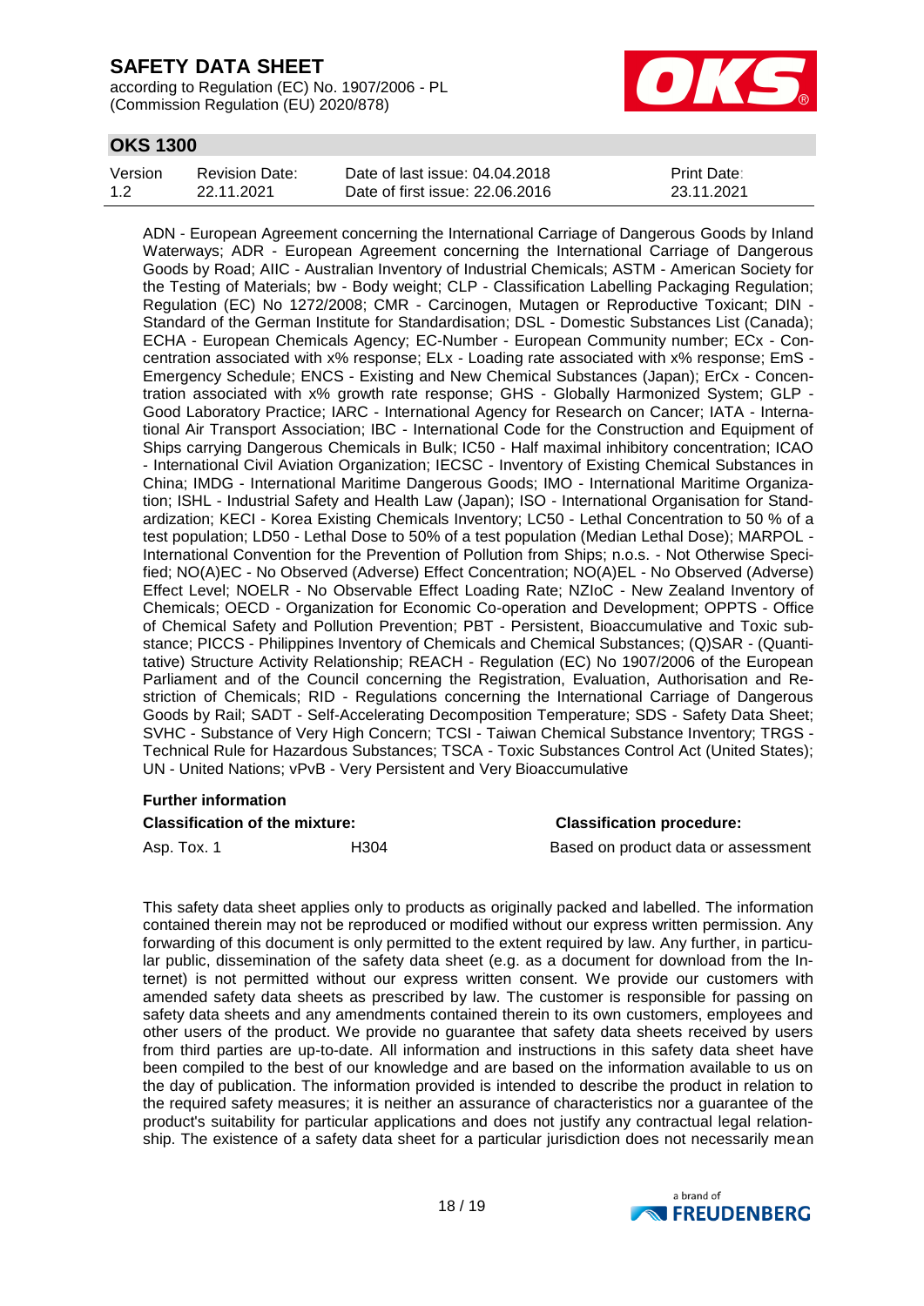ADN - European Agreement concerning the International Carriage of Dangerous Goods by Inland Waterways; ADR - European Agreement concerning the International Carriage of Dangerous Goods by Road; AIIC - Australian Inventory of Industrial Chemicals; ASTM - American Society for the Testing of Materials; bw - Body weight; CLP - Classification Labelling Packaging Regulation; Regulation (EC) No 1272/2008; CMR - Carcinogen, Mutagen or Reproductive Toxicant; DIN - Standard of the German Institute for Standardisation; DSL - Domestic Substances List (Canada); ECHA - European Chemicals Agency; EC-Number - European Community number; ECx - Concentration associated with x% response; ELx - Loading rate associated with x% response; EmS - Emergency Schedule; ENCS - Existing and New Chemical Substances (Japan); ErCx - Concentration associated with x% growth rate response; GHS - Globally Harmonized System; GLP - Good Laboratory Practice; IARC - International Agency for Research on Cancer; IATA - International Air Transport Association; IBC - International Code for the Construction and Equipment of Ships carrying Dangerous Chemicals in Bulk; IC50 - Half maximal inhibitory concentration; ICAO - International Civil Aviation Organization; IECSC - Inventory of Existing Chemical Substances in China; IMDG - International Maritime Dangerous Goods; IMO - International Maritime Organization; ISHL - Industrial Safety and Health Law (Japan); ISO - International Organisation for Standardization; KECI - Korea Existing Chemicals Inventory; LC50 - Lethal Concentration to 50 % of a test population; LD50 - Lethal Dose to 50% of a test population (Median Lethal Dose); MARPOL - International Convention for the Prevention of Pollution from Ships; n.o.s. - Not Otherwise Specified; NO(A)EC - No Observed (Adverse) Effect Concentration; NO(A)EL - No Observed (Adverse) Effect Level; NOELR - No Observable Effect Loading Rate; NZIoC - New Zealand Inventory of Chemicals; OECD - Organization for Economic Co-operation and Development; OPPTS - Office of Chemical Safety and Pollution Prevention; PBT - Persistent, Bioaccumulative and Toxic substance; PICCS - Philippines Inventory of Chemicals and Chemical Substances; (Q)SAR - (Quantitative) Structure Activity Relationship; REACH - Regulation (EC) No 1907/2006 of the European Parliament and of the Council concerning the Registration, Evaluation, Authorisation and Restriction of Chemicals; RID - Regulations concerning the International Carriage of Dangerous Goods by Rail; SADT - Self-Accelerating Decomposition Temperature; SDS - Safety Data Sheet; SVHC - Substance of Very High Concern; TCSI - Taiwan Chemical Substance Inventory; TRGS - Technical Rule for Hazardous Substances; TSCA - Toxic Substances Control Act (United States); UN - United Nations; vPvB - Very Persistent and Very Bioaccumulative

**Further information**

| **Classification of the mixture:** | | **Classification procedure:** |
|---|---|---|
| Asp. Tox. 1 | H304 | Based on product data or assessment |

This safety data sheet applies only to products as originally packed and labelled. The information contained therein may not be reproduced or modified without our express written permission. Any forwarding of this document is only permitted to the extent required by law. Any further, in particular public, dissemination of the safety data sheet (e.g. as a document for download from the Internet) is not permitted without our express written consent. We provide our customers with amended safety data sheets as prescribed by law. The customer is responsible for passing on safety data sheets and any amendments contained therein to its own customers, employees and other users of the product. We provide no guarantee that safety data sheets received by users from third parties are up-to-date. All information and instructions in this safety data sheet have been compiled to the best of our knowledge and are based on the information available to us on the day of publication. The information provided is intended to describe the product in relation to the required safety measures; it is neither an assurance of characteristics nor a guarantee of the product's suitability for particular applications and does not justify any contractual legal relationship. The existence of a safety data sheet for a particular jurisdiction does not necessarily mean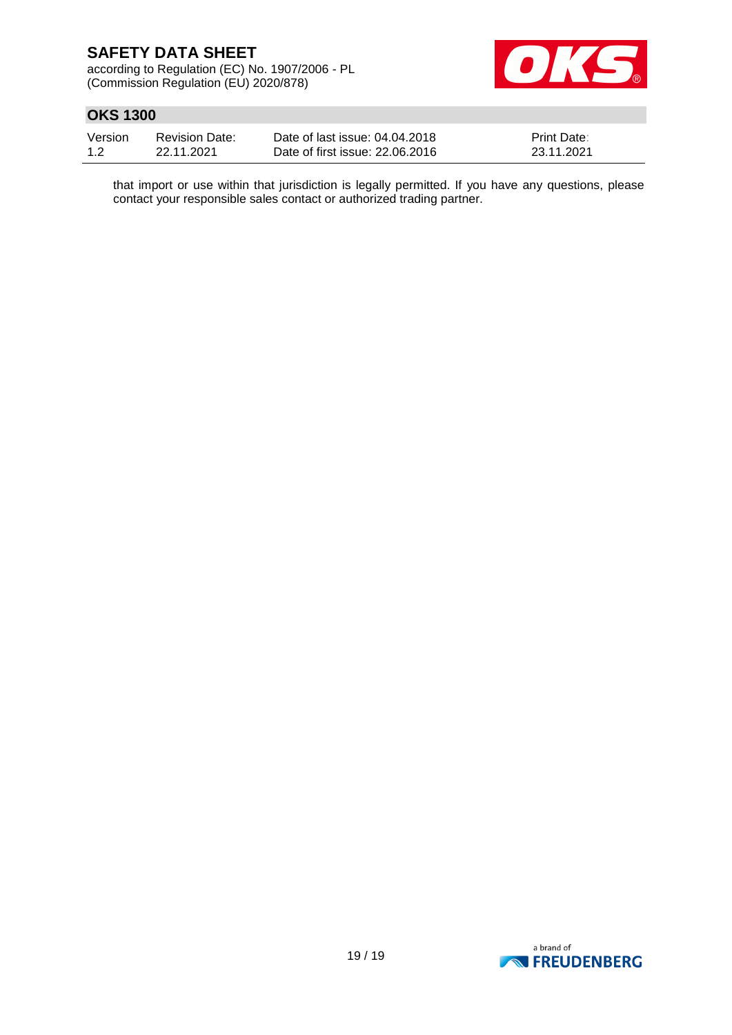that import or use within that jurisdiction is legally permitted. If you have any questions, please contact your responsible sales contact or authorized trading partner.